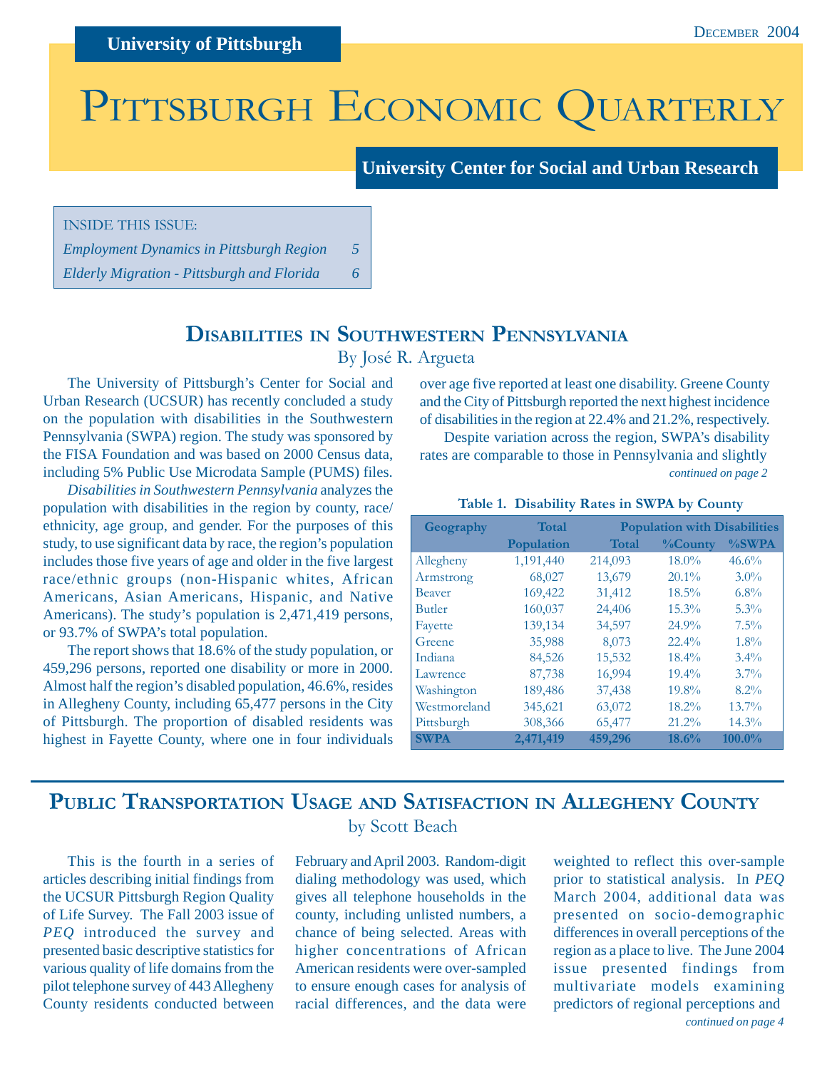University of Pittsburgh

December 2004

# Pittsburgh Economic Quarterly

University Center for Social and Urban Research

INSIDE THIS ISSUE:

*Employment Dynamics in Pittsburgh Region* 5

*Elderly Migration - Pittsburgh and Florida* 6

## Disabilities in Southwestern Pennsylvania

By José R. Argueta

The University of Pittsburgh's Center for Social and Urban Research (UCSUR) has recently concluded a study on the population with disabilities in the Southwestern Pennsylvania (SWPA) region. The study was sponsored by the FISA Foundation and was based on 2000 Census data, including 5% Public Use Microdata Sample (PUMS) files.

*Disabilities in Southwestern Pennsylvania* analyzes the population with disabilities in the region by county, race/ethnicity, age group, and gender. For the purposes of this study, to use significant data by race, the region's population includes those five years of age and older in the five largest race/ethnic groups (non-Hispanic whites, African Americans, Asian Americans, Hispanic, and Native Americans). The study's population is 2,471,419 persons, or 93.7% of SWPA's total population.

The report shows that 18.6% of the study population, or 459,296 persons, reported one disability or more in 2000. Almost half the region's disabled population, 46.6%, resides in Allegheny County, including 65,477 persons in the City of Pittsburgh. The proportion of disabled residents was highest in Fayette County, where one in four individuals over age five reported at least one disability. Greene County and the City of Pittsburgh reported the next highest incidence of disabilities in the region at 22.4% and 21.2%, respectively.

Despite variation across the region, SWPA's disability rates are comparable to those in Pennsylvania and slightly

*continued on page 2*

**Table 1. Disability Rates in SWPA by County**

| Geography | Total | Population with Disabilities | | |
|---|---|---|---|---|
| | Population | Total | %County | %SWPA |
| Allegheny | 1,191,440 | 214,093 | 18.0% | 46.6% |
| Armstrong | 68,027 | 13,679 | 20.1% | 3.0% |
| Beaver | 169,422 | 31,412 | 18.5% | 6.8% |
| Butler | 160,037 | 24,406 | 15.3% | 5.3% |
| Fayette | 139,134 | 34,597 | 24.9% | 7.5% |
| Greene | 35,988 | 8,073 | 22.4% | 1.8% |
| Indiana | 84,526 | 15,532 | 18.4% | 3.4% |
| Lawrence | 87,738 | 16,994 | 19.4% | 3.7% |
| Washington | 189,486 | 37,438 | 19.8% | 8.2% |
| Westmoreland | 345,621 | 63,072 | 18.2% | 13.7% |
| Pittsburgh | 308,366 | 65,477 | 21.2% | 14.3% |
| **SWPA** | **2,471,419** | **459,296** | **18.6%** | **100.0%** |

## Public Transportation Usage and Satisfaction in Allegheny County

by Scott Beach

This is the fourth in a series of articles describing initial findings from the UCSUR Pittsburgh Region Quality of Life Survey. The Fall 2003 issue of *PEQ* introduced the survey and presented basic descriptive statistics for various quality of life domains from the pilot telephone survey of 443 Allegheny County residents conducted between February and April 2003. Random-digit dialing methodology was used, which gives all telephone households in the county, including unlisted numbers, a chance of being selected. Areas with higher concentrations of African American residents were over-sampled to ensure enough cases for analysis of racial differences, and the data were weighted to reflect this over-sample prior to statistical analysis. In *PEQ* March 2004, additional data was presented on socio-demographic differences in overall perceptions of the region as a place to live. The June 2004 issue presented findings from multivariate models examining predictors of regional perceptions and

*continued on page 4*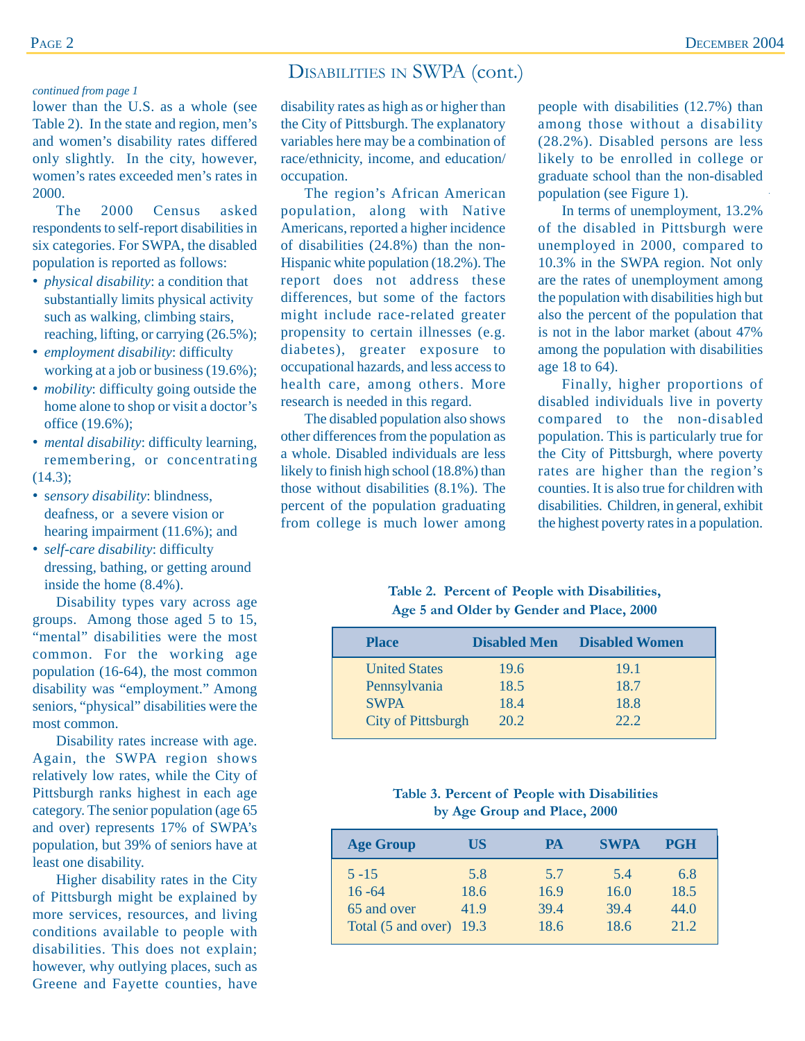# Disabilities in SWPA (cont.)

*continued from page 1*

lower than the U.S. as a whole (see Table 2). In the state and region, men's and women's disability rates differed only slightly. In the city, however, women's rates exceeded men's rates in 2000.

The 2000 Census asked respondents to self-report disabilities in six categories. For SWPA, the disabled population is reported as follows:

- *physical disability*: a condition that substantially limits physical activity such as walking, climbing stairs, reaching, lifting, or carrying (26.5%);
- *employment disability*: difficulty working at a job or business (19.6%);
- *mobility*: difficulty going outside the home alone to shop or visit a doctor's office (19.6%);
- *mental disability*: difficulty learning, remembering, or concentrating (14.3);
- *sensory disability*: blindness, deafness, or a severe vision or hearing impairment (11.6%); and
- *self-care disability*: difficulty dressing, bathing, or getting around inside the home (8.4%).

Disability types vary across age groups. Among those aged 5 to 15, "mental" disabilities were the most common. For the working age population (16-64), the most common disability was "employment." Among seniors, "physical" disabilities were the most common.

Disability rates increase with age. Again, the SWPA region shows relatively low rates, while the City of Pittsburgh ranks highest in each age category. The senior population (age 65 and over) represents 17% of SWPA's population, but 39% of seniors have at least one disability.

Higher disability rates in the City of Pittsburgh might be explained by more services, resources, and living conditions available to people with disabilities. This does not explain; however, why outlying places, such as Greene and Fayette counties, have disability rates as high as or higher than the City of Pittsburgh. The explanatory variables here may be a combination of race/ethnicity, income, and education/occupation.

The region's African American population, along with Native Americans, reported a higher incidence of disabilities (24.8%) than the non-Hispanic white population (18.2%). The report does not address these differences, but some of the factors might include race-related greater propensity to certain illnesses (e.g. diabetes), greater exposure to occupational hazards, and less access to health care, among others. More research is needed in this regard.

The disabled population also shows other differences from the population as a whole. Disabled individuals are less likely to finish high school (18.8%) than those without disabilities (8.1%). The percent of the population graduating from college is much lower among people with disabilities (12.7%) than among those without a disability (28.2%). Disabled persons are less likely to be enrolled in college or graduate school than the non-disabled population (see Figure 1).

In terms of unemployment, 13.2% of the disabled in Pittsburgh were unemployed in 2000, compared to 10.3% in the SWPA region. Not only are the rates of unemployment among the population with disabilities high but also the percent of the population that is not in the labor market (about 47% among the population with disabilities age 18 to 64).

Finally, higher proportions of disabled individuals live in poverty compared to the non-disabled population. This is particularly true for the City of Pittsburgh, where poverty rates are higher than the region's counties. It is also true for children with disabilities. Children, in general, exhibit the highest poverty rates in a population.

**Table 2. Percent of People with Disabilities, Age 5 and Older by Gender and Place, 2000**

| Place | Disabled Men | Disabled Women |
|---|---|---|
| United States | 19.6 | 19.1 |
| Pennsylvania | 18.5 | 18.7 |
| SWPA | 18.4 | 18.8 |
| City of Pittsburgh | 20.2 | 22.2 |

**Table 3. Percent of People with Disabilities by Age Group and Place, 2000**

| Age Group | US | PA | SWPA | PGH |
|---|---|---|---|---|
| 5 -15 | 5.8 | 5.7 | 5.4 | 6.8 |
| 16 -64 | 18.6 | 16.9 | 16.0 | 18.5 |
| 65 and over | 41.9 | 39.4 | 39.4 | 44.0 |
| Total (5 and over) | 19.3 | 18.6 | 18.6 | 21.2 |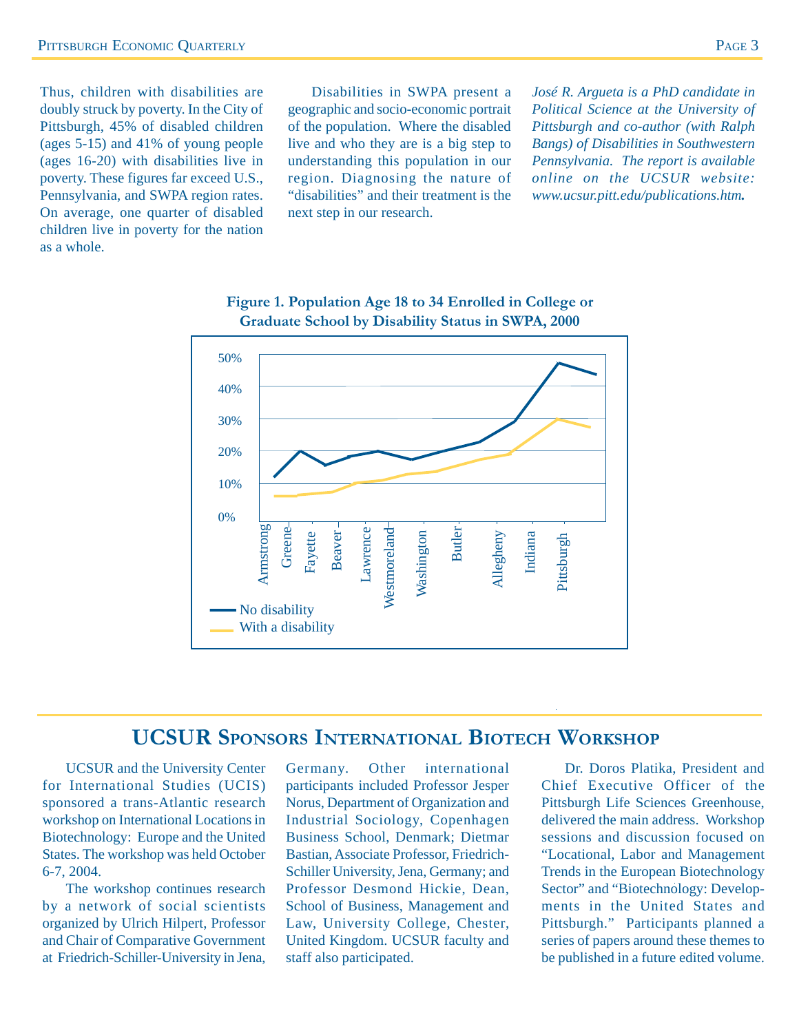Thus, children with disabilities are doubly struck by poverty. In the City of Pittsburgh, 45% of disabled children (ages 5-15) and 41% of young people (ages 16-20) with disabilities live in poverty. These figures far exceed U.S., Pennsylvania, and SWPA region rates. On average, one quarter of disabled children live in poverty for the nation as a whole.

Disabilities in SWPA present a geographic and socio-economic portrait of the population. Where the disabled live and who they are is a big step to understanding this population in our region. Diagnosing the nature of "disabilities" and their treatment is the next step in our research.

*José R. Argueta is a PhD candidate in Political Science at the University of Pittsburgh and co-author (with Ralph Bangs) of Disabilities in Southwestern Pennsylvania. The report is available online on the UCSUR website: www.ucsur.pitt.edu/publications.htm.*

**Figure 1. Population Age 18 to 34 Enrolled in College or Graduate School by Disability Status in SWPA, 2000**

# UCSUR Sponsors International Biotech Workshop

UCSUR and the University Center for International Studies (UCIS) sponsored a trans-Atlantic research workshop on International Locations in Biotechnology: Europe and the United States. The workshop was held October 6-7, 2004.

The workshop continues research by a network of social scientists organized by Ulrich Hilpert, Professor and Chair of Comparative Government at Friedrich-Schiller-University in Jena, Germany. Other international participants included Professor Jesper Norus, Department of Organization and Industrial Sociology, Copenhagen Business School, Denmark; Dietmar Bastian, Associate Professor, Friedrich-Schiller University, Jena, Germany; and Professor Desmond Hickie, Dean, School of Business, Management and Law, University College, Chester, United Kingdom. UCSUR faculty and staff also participated.

Dr. Doros Platika, President and Chief Executive Officer of the Pittsburgh Life Sciences Greenhouse, delivered the main address. Workshop sessions and discussion focused on "Locational, Labor and Management Trends in the European Biotechnology Sector" and "Biotechnology: Developments in the United States and Pittsburgh." Participants planned a series of papers around these themes to be published in a future edited volume.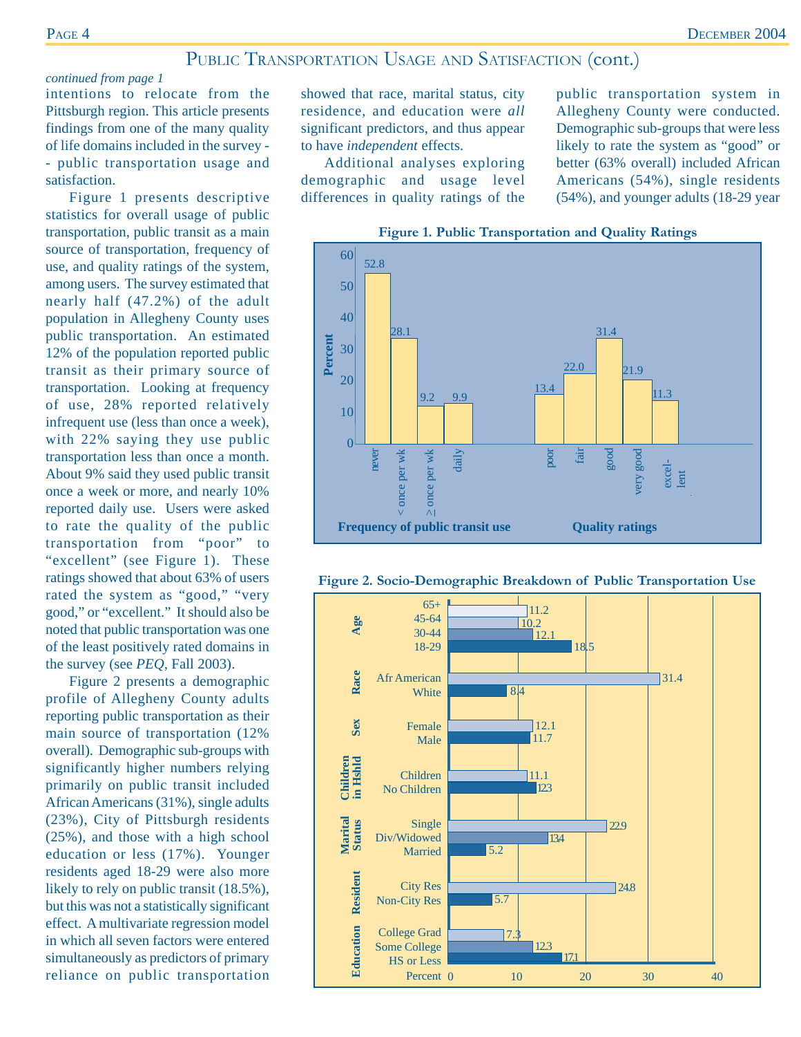## Public Transportation Usage and Satisfaction (cont.)

*continued from page 1*

intentions to relocate from the Pittsburgh region. This article presents findings from one of the many quality of life domains included in the survey -- public transportation usage and satisfaction.

Figure 1 presents descriptive statistics for overall usage of public transportation, public transit as a main source of transportation, frequency of use, and quality ratings of the system, among users. The survey estimated that nearly half (47.2%) of the adult population in Allegheny County uses public transportation. An estimated 12% of the population reported public transit as their primary source of transportation. Looking at frequency of use, 28% reported relatively infrequent use (less than once a week), with 22% saying they use public transportation less than once a month. About 9% said they used public transit once a week or more, and nearly 10% reported daily use. Users were asked to rate the quality of the public transportation from "poor" to "excellent" (see Figure 1). These ratings showed that about 63% of users rated the system as "good," "very good," or "excellent." It should also be noted that public transportation was one of the least positively rated domains in the survey (see *PEQ*, Fall 2003).

Figure 2 presents a demographic profile of Allegheny County adults reporting public transportation as their main source of transportation (12% overall). Demographic sub-groups with significantly higher numbers relying primarily on public transit included African Americans (31%), single adults (23%), City of Pittsburgh residents (25%), and those with a high school education or less (17%). Younger residents aged 18-29 were also more likely to rely on public transit (18.5%), but this was not a statistically significant effect. A multivariate regression model in which all seven factors were entered simultaneously as predictors of primary reliance on public transportation showed that race, marital status, city residence, and education were *all* significant predictors, and thus appear to have *independent* effects.

Additional analyses exploring demographic and usage level differences in quality ratings of the public transportation system in Allegheny County were conducted. Demographic sub-groups that were less likely to rate the system as "good" or better (63% overall) included African Americans (54%), single residents (54%), and younger adults (18-29 year

**Figure 1. Public Transportation and Quality Ratings**

| Frequency of public transit use | Percent |
|---|---|
| never | 52.8 |
| < once per wk | 28.1 |
| ≥ once per wk | 9.2 |
| daily | 9.9 |

| Quality ratings | Percent |
|---|---|
| poor | 13.4 |
| fair | 22.0 |
| good | 31.4 |
| very good | 21.9 |
| excellent | 11.3 |

**Figure 2. Socio-Demographic Breakdown of Public Transportation Use**

| Category | Group | Percent |
|---|---|---|
| Age | 65+ | |
| | 45-64 | 11.2 |
| | 30-44 | 10.2 |
| | 18-29 | 12.1 / 18.5 |
| Race | Afr American | 31.4 |
| | White | 8.4 |
| Sex | Female | 12.1 |
| | Male | 11.7 |
| Children in Hshld | Children | 11.1 |
| | No Children | 12.3 |
| Marital Status | Single | 22.9 |
| | Div/Widowed | 13.4 |
| | Married | 5.2 |
| Resident | City Res | 24.8 |
| | Non-City Res | 5.7 |
| Education | College Grad | 7.3 |
| | Some College | 12.3 |
| | HS or Less | 17.1 |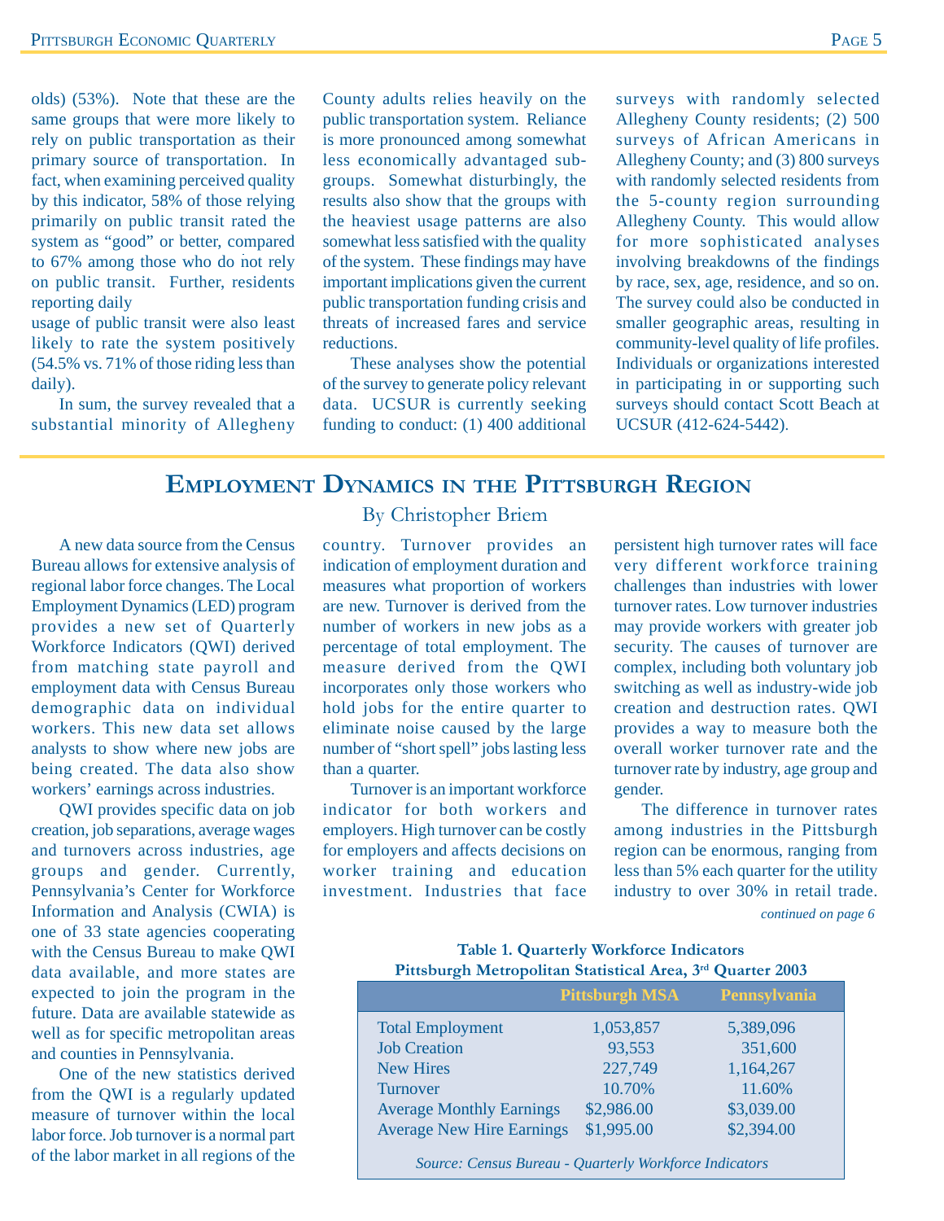olds) (53%). Note that these are the same groups that were more likely to rely on public transportation as their primary source of transportation. In fact, when examining perceived quality by this indicator, 58% of those relying primarily on public transit rated the system as "good" or better, compared to 67% among those who do not rely on public transit. Further, residents reporting daily usage of public transit were also least likely to rate the system positively (54.5% vs. 71% of those riding less than daily).

In sum, the survey revealed that a substantial minority of Allegheny County adults relies heavily on the public transportation system. Reliance is more pronounced among somewhat less economically advantaged sub-groups. Somewhat disturbingly, the results also show that the groups with the heaviest usage patterns are also somewhat less satisfied with the quality of the system. These findings may have important implications given the current public transportation funding crisis and threats of increased fares and service reductions.

These analyses show the potential of the survey to generate policy relevant data. UCSUR is currently seeking funding to conduct: (1) 400 additional surveys with randomly selected Allegheny County residents; (2) 500 surveys of African Americans in Allegheny County; and (3) 800 surveys with randomly selected residents from the 5-county region surrounding Allegheny County. This would allow for more sophisticated analyses involving breakdowns of the findings by race, sex, age, residence, and so on. The survey could also be conducted in smaller geographic areas, resulting in community-level quality of life profiles. Individuals or organizations interested in participating in or supporting such surveys should contact Scott Beach at UCSUR (412-624-5442).

# Employment Dynamics in the Pittsburgh Region

By Christopher Briem

A new data source from the Census Bureau allows for extensive analysis of regional labor force changes. The Local Employment Dynamics (LED) program provides a new set of Quarterly Workforce Indicators (QWI) derived from matching state payroll and employment data with Census Bureau demographic data on individual workers. This new data set allows analysts to show where new jobs are being created. The data also show workers' earnings across industries.

QWI provides specific data on job creation, job separations, average wages and turnovers across industries, age groups and gender. Currently, Pennsylvania's Center for Workforce Information and Analysis (CWIA) is one of 33 state agencies cooperating with the Census Bureau to make QWI data available, and more states are expected to join the program in the future. Data are available statewide as well as for specific metropolitan areas and counties in Pennsylvania.

One of the new statistics derived from the QWI is a regularly updated measure of turnover within the local labor force. Job turnover is a normal part of the labor market in all regions of the country. Turnover provides an indication of employment duration and measures what proportion of workers are new. Turnover is derived from the number of workers in new jobs as a percentage of total employment. The measure derived from the QWI incorporates only those workers who hold jobs for the entire quarter to eliminate noise caused by the large number of "short spell" jobs lasting less than a quarter.

Turnover is an important workforce indicator for both workers and employers. High turnover can be costly for employers and affects decisions on worker training and education investment. Industries that face persistent high turnover rates will face very different workforce training challenges than industries with lower turnover rates. Low turnover industries may provide workers with greater job security. The causes of turnover are complex, including both voluntary job switching as well as industry-wide job creation and destruction rates. QWI provides a way to measure both the overall worker turnover rate and the turnover rate by industry, age group and gender.

The difference in turnover rates among industries in the Pittsburgh region can be enormous, ranging from less than 5% each quarter for the utility industry to over 30% in retail trade.

*continued on page 6*

**Table 1. Quarterly Workforce Indicators**
**Pittsburgh Metropolitan Statistical Area, 3rd Quarter 2003**

| | Pittsburgh MSA | Pennsylvania |
|---|---|---|
| Total Employment | 1,053,857 | 5,389,096 |
| Job Creation | 93,553 | 351,600 |
| New Hires | 227,749 | 1,164,267 |
| Turnover | 10.70% | 11.60% |
| Average Monthly Earnings | $2,986.00 | $3,039.00 |
| Average New Hire Earnings | $1,995.00 | $2,394.00 |

*Source: Census Bureau - Quarterly Workforce Indicators*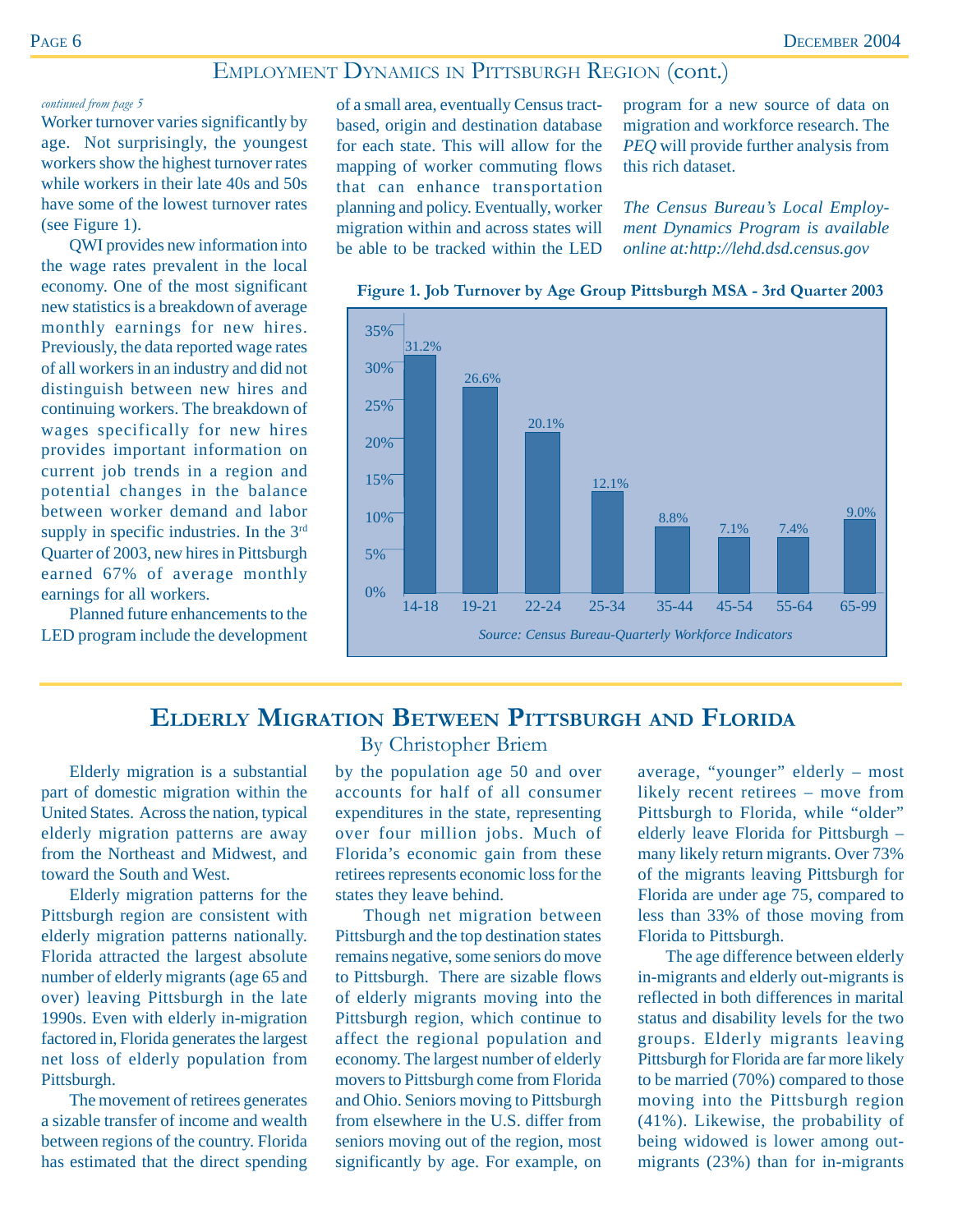## Employment Dynamics in Pittsburgh Region (cont.)

*continued from page 5*

Worker turnover varies significantly by age. Not surprisingly, the youngest workers show the highest turnover rates while workers in their late 40s and 50s have some of the lowest turnover rates (see Figure 1).

QWI provides new information into the wage rates prevalent in the local economy. One of the most significant new statistics is a breakdown of average monthly earnings for new hires. Previously, the data reported wage rates of all workers in an industry and did not distinguish between new hires and continuing workers. The breakdown of wages specifically for new hires provides important information on current job trends in a region and potential changes in the balance between worker demand and labor supply in specific industries. In the 3rd Quarter of 2003, new hires in Pittsburgh earned 67% of average monthly earnings for all workers.

Planned future enhancements to the LED program include the development of a small area, eventually Census tract-based, origin and destination database for each state. This will allow for the mapping of worker commuting flows that can enhance transportation planning and policy. Eventually, worker migration within and across states will be able to be tracked within the LED program for a new source of data on migration and workforce research. The *PEQ* will provide further analysis from this rich dataset.

*The Census Bureau's Local Employment Dynamics Program is available online at:http://lehd.dsd.census.gov*

**Figure 1. Job Turnover by Age Group Pittsburgh MSA - 3rd Quarter 2003**

| Age Group | Job Turnover |
|---|---|
| 14-18 | 31.2% |
| 19-21 | 26.6% |
| 22-24 | 20.1% |
| 25-34 | 12.1% |
| 35-44 | 8.8% |
| 45-54 | 7.1% |
| 55-64 | 7.4% |
| 65-99 | 9.0% |

*Source: Census Bureau-Quarterly Workforce Indicators*

## Elderly Migration Between Pittsburgh and Florida

By Christopher Briem

Elderly migration is a substantial part of domestic migration within the United States. Across the nation, typical elderly migration patterns are away from the Northeast and Midwest, and toward the South and West.

Elderly migration patterns for the Pittsburgh region are consistent with elderly migration patterns nationally. Florida attracted the largest absolute number of elderly migrants (age 65 and over) leaving Pittsburgh in the late 1990s. Even with elderly in-migration factored in, Florida generates the largest net loss of elderly population from Pittsburgh.

The movement of retirees generates a sizable transfer of income and wealth between regions of the country. Florida has estimated that the direct spending by the population age 50 and over accounts for half of all consumer expenditures in the state, representing over four million jobs. Much of Florida's economic gain from these retirees represents economic loss for the states they leave behind.

Though net migration between Pittsburgh and the top destination states remains negative, some seniors do move to Pittsburgh. There are sizable flows of elderly migrants moving into the Pittsburgh region, which continue to affect the regional population and economy. The largest number of elderly movers to Pittsburgh come from Florida and Ohio. Seniors moving to Pittsburgh from elsewhere in the U.S. differ from seniors moving out of the region, most significantly by age. For example, on average, "younger" elderly – most likely recent retirees – move from Pittsburgh to Florida, while "older" elderly leave Florida for Pittsburgh – many likely return migrants. Over 73% of the migrants leaving Pittsburgh for Florida are under age 75, compared to less than 33% of those moving from Florida to Pittsburgh.

The age difference between elderly in-migrants and elderly out-migrants is reflected in both differences in marital status and disability levels for the two groups. Elderly migrants leaving Pittsburgh for Florida are far more likely to be married (70%) compared to those moving into the Pittsburgh region (41%). Likewise, the probability of being widowed is lower among out-migrants (23%) than for in-migrants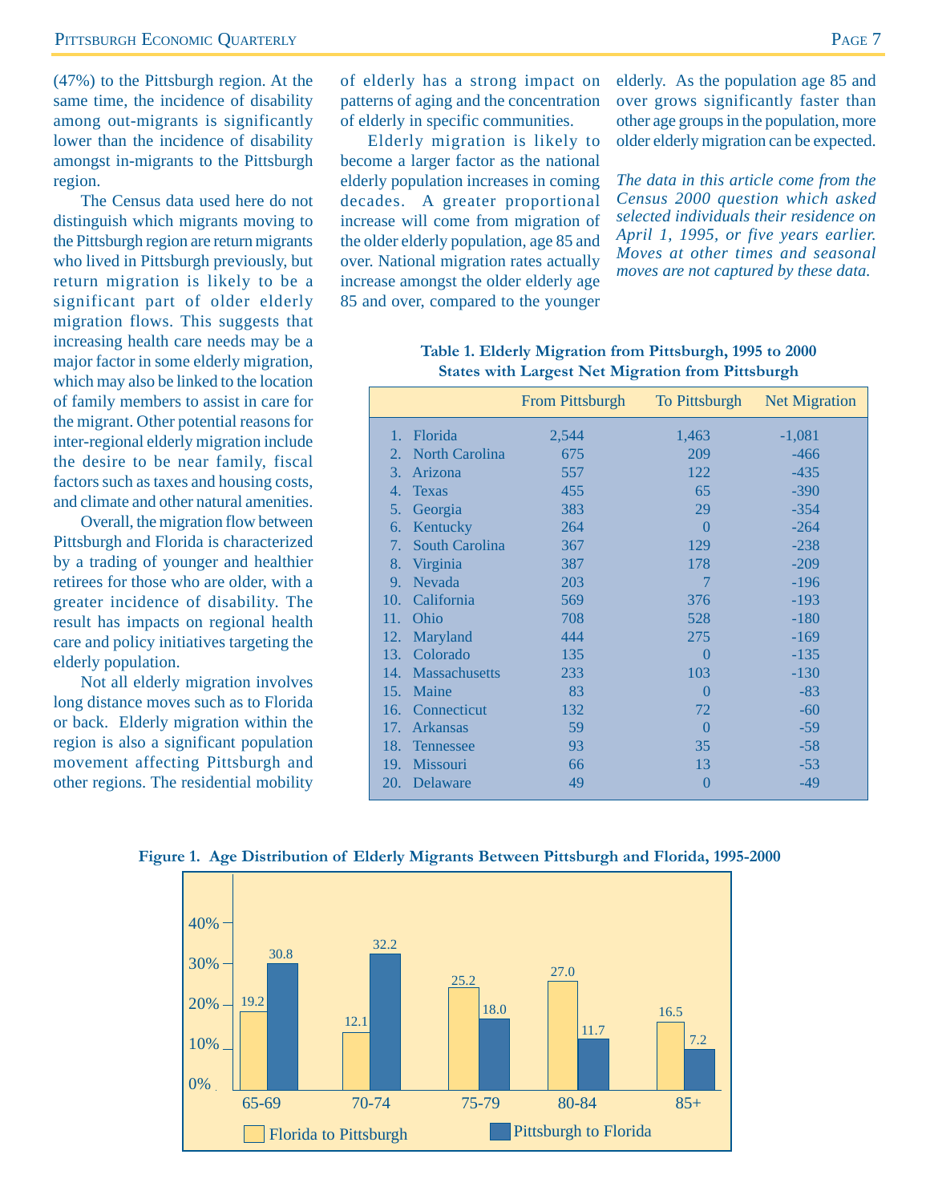(47%) to the Pittsburgh region. At the same time, the incidence of disability among out-migrants is significantly lower than the incidence of disability amongst in-migrants to the Pittsburgh region.

The Census data used here do not distinguish which migrants moving to the Pittsburgh region are return migrants who lived in Pittsburgh previously, but return migration is likely to be a significant part of older elderly migration flows. This suggests that increasing health care needs may be a major factor in some elderly migration, which may also be linked to the location of family members to assist in care for the migrant. Other potential reasons for inter-regional elderly migration include the desire to be near family, fiscal factors such as taxes and housing costs, and climate and other natural amenities.

Overall, the migration flow between Pittsburgh and Florida is characterized by a trading of younger and healthier retirees for those who are older, with a greater incidence of disability. The result has impacts on regional health care and policy initiatives targeting the elderly population.

Not all elderly migration involves long distance moves such as to Florida or back. Elderly migration within the region is also a significant population movement affecting Pittsburgh and other regions. The residential mobility of elderly has a strong impact on patterns of aging and the concentration of elderly in specific communities.

Elderly migration is likely to become a larger factor as the national elderly population increases in coming decades. A greater proportional increase will come from migration of the older elderly population, age 85 and over. National migration rates actually increase amongst the older elderly age 85 and over, compared to the younger elderly. As the population age 85 and over grows significantly faster than other age groups in the population, more older elderly migration can be expected.

*The data in this article come from the Census 2000 question which asked selected individuals their residence on April 1, 1995, or five years earlier. Moves at other times and seasonal moves are not captured by these data.*

**Table 1. Elderly Migration from Pittsburgh, 1995 to 2000**
**States with Largest Net Migration from Pittsburgh**

| | From Pittsburgh | To Pittsburgh | Net Migration |
|---|---|---|---|
| 1. Florida | 2,544 | 1,463 | -1,081 |
| 2. North Carolina | 675 | 209 | -466 |
| 3. Arizona | 557 | 122 | -435 |
| 4. Texas | 455 | 65 | -390 |
| 5. Georgia | 383 | 29 | -354 |
| 6. Kentucky | 264 | 0 | -264 |
| 7. South Carolina | 367 | 129 | -238 |
| 8. Virginia | 387 | 178 | -209 |
| 9. Nevada | 203 | 7 | -196 |
| 10. California | 569 | 376 | -193 |
| 11. Ohio | 708 | 528 | -180 |
| 12. Maryland | 444 | 275 | -169 |
| 13. Colorado | 135 | 0 | -135 |
| 14. Massachusetts | 233 | 103 | -130 |
| 15. Maine | 83 | 0 | -83 |
| 16. Connecticut | 132 | 72 | -60 |
| 17. Arkansas | 59 | 0 | -59 |
| 18. Tennessee | 93 | 35 | -58 |
| 19. Missouri | 66 | 13 | -53 |
| 20. Delaware | 49 | 0 | -49 |

**Figure 1. Age Distribution of Elderly Migrants Between Pittsburgh and Florida, 1995-2000**

| Age | Florida to Pittsburgh | Pittsburgh to Florida |
|---|---|---|
| 65-69 | 19.2 | 30.8 |
| 70-74 | 12.1 | 32.2 |
| 75-79 | 25.2 | 18.0 |
| 80-84 | 27.0 | 11.7 |
| 85+ | 16.5 | 7.2 |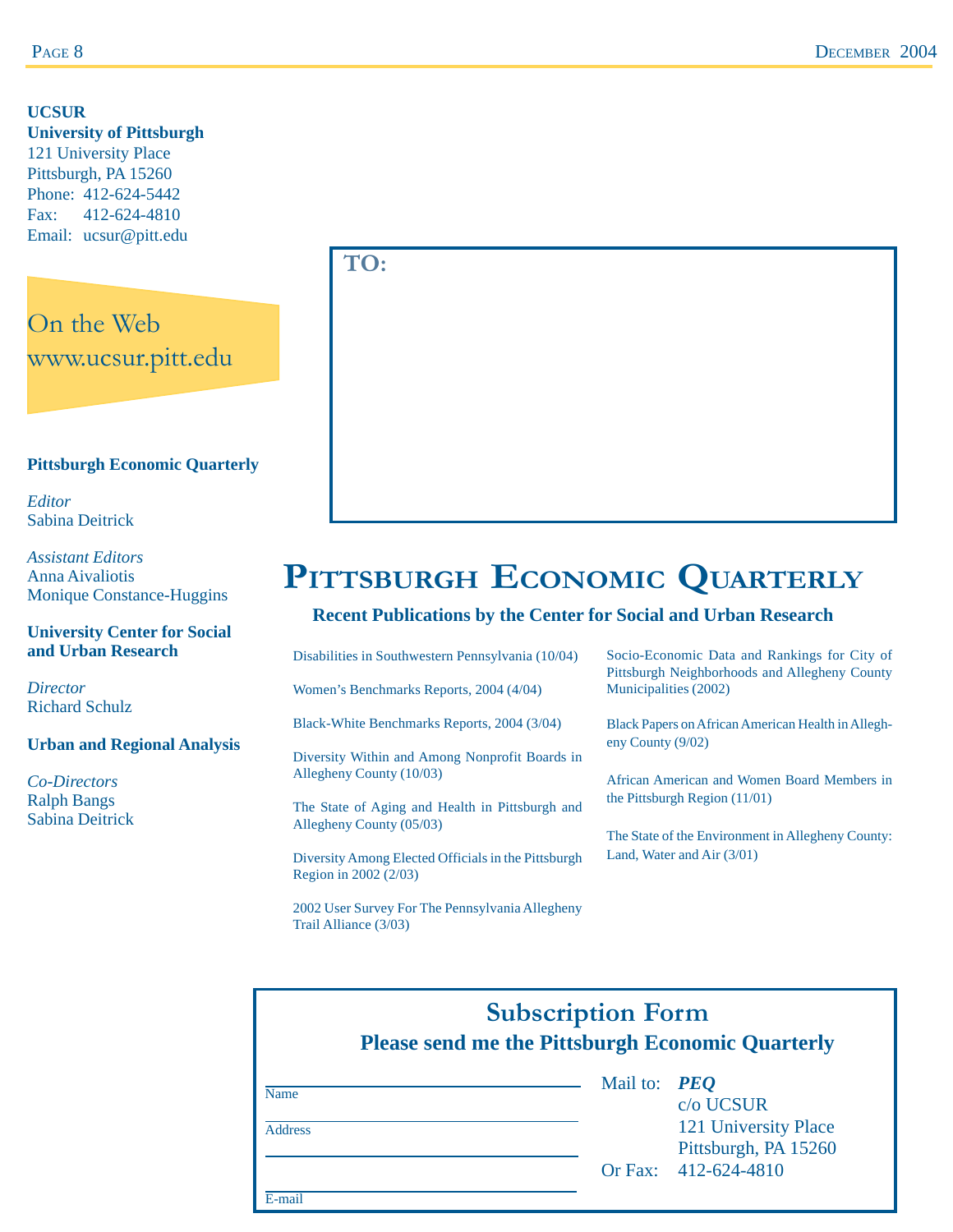**UCSUR**
**University of Pittsburgh**
121 University Place
Pittsburgh, PA 15260
Phone: 412-624-5442
Fax: 412-624-4810
Email: ucsur@pitt.edu

On the Web
www.ucsur.pitt.edu

**Pittsburgh Economic Quarterly**

*Editor*
Sabina Deitrick

*Assistant Editors*
Anna Aivaliotis
Monique Constance-Huggins

**University Center for Social and Urban Research**

*Director*
Richard Schulz

**Urban and Regional Analysis**

*Co-Directors*
Ralph Bangs
Sabina Deitrick

**TO:**

# Pittsburgh Economic Quarterly

## Recent Publications by the Center for Social and Urban Research

Disabilities in Southwestern Pennsylvania (10/04)

Women's Benchmarks Reports, 2004 (4/04)

Black-White Benchmarks Reports, 2004 (3/04)

Diversity Within and Among Nonprofit Boards in Allegheny County (10/03)

The State of Aging and Health in Pittsburgh and Allegheny County (05/03)

Diversity Among Elected Officials in the Pittsburgh Region in 2002 (2/03)

2002 User Survey For The Pennsylvania Allegheny Trail Alliance (3/03)

Socio-Economic Data and Rankings for City of Pittsburgh Neighborhoods and Allegheny County Municipalities (2002)

Black Papers on African American Health in Allegheny County (9/02)

African American and Women Board Members in the Pittsburgh Region (11/01)

The State of the Environment in Allegheny County: Land, Water and Air (3/01)

## Subscription Form

### Please send me the Pittsburgh Economic Quarterly

Name

Address

E-mail

Mail to: ***PEQ***
c/o UCSUR
121 University Place
Pittsburgh, PA 15260

Or Fax: 412-624-4810